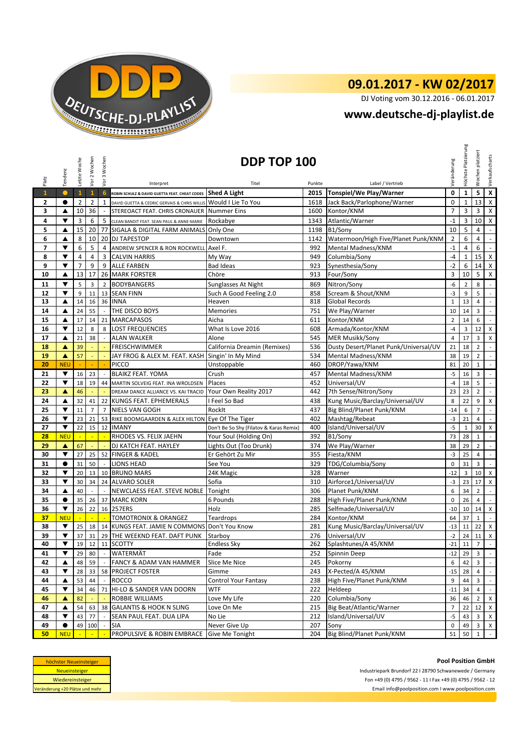DEUTSCHE-DJ-PLAYLIST

# 09.01.2017 - KW 02/2017

DJ Voting vom 30.12.2016 - 06.01.2017

**www.deutsche-dj-playlist.de**

## DDP TOP 100

| Platz | Tendenz | Letzte Woche | Vor 2 Wochen | Vor 3 Wochen | Interpret | Titel | Punkte | Label / Vertrieb | Veränderung | Höchste Platzierung | Wochen platziert | Verkaufscharts |
|---|---|---|---|---|---|---|---|---|---|---|---|---|
| 1 | ● | 1 | 1 | 6 | ROBIN SCHULZ & DAVID GUETTA FEAT. CHEAT CODES | Shed A Light | 2015 | Tonspiel/We Play/Warner | 0 | 1 | 5 | X |
| 2 | ● | 2 | 2 | 1 | DAVID GUETTA & CEDRIC GERVAIS & CHRIS WILLIS | Would I Lie To You | 1618 | Jack Back/Parlophone/Warner | 0 | 1 | 13 | X |
| 3 | ▲ | 10 | 36 | - | STEREOACT FEAT. CHRIS CRONAUER | Nummer Eins | 1600 | Kontor/KNM | 7 | 3 | 3 | X |
| 4 | ▼ | 3 | 6 | 5 | CLEAN BANDIT FEAT. SEAN PAUL & ANNE-MARIE | Rockabye | 1343 | Atlantic/Warner | -1 | 3 | 10 | X |
| 5 | ▲ | 15 | 20 | 77 | SIGALA & DIGITAL FARM ANIMALS | Only One | 1198 | B1/Sony | 10 | 5 | 4 | - |
| 6 | ▲ | 8 | 10 | 20 | DJ TAPESTOP | Downtown | 1142 | Watermoon/High Five/Planet Punk/KNM | 2 | 6 | 4 | - |
| 7 | ▼ | 6 | 5 | 4 | ANDREW SPENCER & RON ROCKWELL | Axel F. | 992 | Mental Madness/KNM | -1 | 4 | 6 | - |
| 8 | ▼ | 4 | 4 | 3 | CALVIN HARRIS | My Way | 949 | Columbia/Sony | -4 | 1 | 15 | X |
| 9 | ▼ | 7 | 9 | 9 | ALLE FARBEN | Bad Ideas | 923 | Synesthesia/Sony | -2 | 6 | 14 | X |
| 10 | ▲ | 13 | 17 | 26 | MARK FORSTER | Chöre | 913 | Four/Sony | 3 | 10 | 5 | X |
| 11 | ▼ | 5 | 3 | 2 | BODYBANGERS | Sunglasses At Night | 869 | Nitron/Sony | -6 | 2 | 8 | - |
| 12 | ▼ | 9 | 11 | 13 | SEAN FINN | Such A Good Feeling 2.0 | 858 | Scream & Shout/KNM | -3 | 9 | 5 | - |
| 13 | ▲ | 14 | 16 | 36 | INNA | Heaven | 818 | Global Records | 1 | 13 | 4 | - |
| 14 | ▲ | 24 | 55 | - | THE DISCO BOYS | Memories | 751 | We Play/Warner | 10 | 14 | 3 | - |
| 15 | ▲ | 17 | 14 | 21 | MARCAPASOS | Aicha | 611 | Kontor/KNM | 2 | 14 | 6 | - |
| 16 | ▼ | 12 | 8 | 8 | LOST FREQUENCIES | What Is Love 2016 | 608 | Armada/Kontor/KNM | -4 | 3 | 12 | X |
| 17 | ▲ | 21 | 38 | - | ALAN WALKER | Alone | 545 | MER Musikk/Sony | 4 | 17 | 3 | X |
| 18 | ▲ | 39 | - | - | FREISCHWIMMER | California Dreamin (Remixes) | 536 | Dusty Desert/Planet Punk/Universal/UV | 21 | 18 | 2 | - |
| 19 | ▲ | 57 | - | - | JAY FROG & ALEX M. FEAT. KASH | Singin' In My Mind | 534 | Mental Madness/KNM | 38 | 19 | 2 | - |
| 20 | NEU | - | - | - | PICCO | Unstoppable | 460 | DROP/Yawa/KNM | 81 | 20 | 1 | - |
| 21 | ▼ | 16 | 23 | - | BLAIKZ FEAT. YOMA | Crush | 457 | Mental Madness/KNM | -5 | 16 | 3 | - |
| 22 | ▼ | 18 | 19 | 44 | MARTIN SOLVEIG FEAT. INA WROLDSEN | Places | 452 | Universal/UV | -4 | 18 | 5 | - |
| 23 | ▲ | 46 | - | - | DREAM DANCE ALLIANCE VS. KAI TRACID | Your Own Reality 2017 | 442 | 7th Sense/Nitron/Sony | 23 | 23 | 2 | - |
| 24 | ▲ | 32 | 41 | 22 | KUNGS FEAT. EPHEMERALS | I Feel So Bad | 438 | Kung Music/Barclay/Universal/UV | 8 | 22 | 9 | X |
| 25 | ▼ | 11 | 7 | 7 | NIELS VAN GOGH | RockIt | 437 | Big Blind/Planet Punk/KNM | -14 | 6 | 7 | - |
| 26 | ▼ | 23 | 21 | 53 | RIKE BOOMGAARDEN & ALEX HILTON | Eye Of The Tiger | 402 | Mashtag/Rebeat | -3 | 21 | 4 | - |
| 27 | ▼ | 22 | 15 | 12 | IMANY | Don't Be So Shy (Filatov & Karas Remix) | 400 | Island/Universal/UV | -5 | 1 | 30 | X |
| 28 | NEU | - | - | - | RHODES VS. FELIX JAEHN | Your Soul (Holding On) | 392 | B1/Sony | 73 | 28 | 1 | - |
| 29 | ▲ | 67 | - | - | DJ KATCH FEAT. HAYLEY | Lights Out (Too Drunk) | 374 | We Play/Warner | 38 | 29 | 2 | - |
| 30 | ▼ | 27 | 25 | 52 | FINGER & KADEL | Er Gehört Zu Mir | 355 | Fiesta/KNM | -3 | 25 | 4 | - |
| 31 | ● | 31 | 50 | - | LIONS HEAD | See You | 329 | TDG/Columbia/Sony | 0 | 31 | 3 | - |
| 32 | ▼ | 20 | 13 | 10 | BRUNO MARS | 24K Magic | 328 | Warner | -12 | 3 | 10 | X |
| 33 | ▼ | 30 | 34 | 24 | ALVARO SOLER | Sofia | 310 | Airforce1/Universal/UV | -3 | 23 | 17 | X |
| 34 | ▲ | 40 | - | - | NEWCLAESS FEAT. STEVE NOBLE | Tonight | 306 | Planet Punk/KNM | 6 | 34 | 2 | - |
| 35 | ● | 35 | 26 | 37 | MARC KORN | 6 Pounds | 288 | High Five/Planet Punk/KNM | 0 | 26 | 4 | - |
| 36 | ▼ | 26 | 22 | 16 | 257ERS | Holz | 285 | Selfmade/Universal/UV | -10 | 10 | 14 | X |
| 37 | NEU | - | - | - | TOMOTRONIX & ORANGEZ | Teardrops | 284 | Kontor/KNM | 64 | 37 | 1 | - |
| 38 | ▼ | 25 | 18 | 14 | KUNGS FEAT. JAMIE N COMMONS | Don't You Know | 281 | Kung Music/Barclay/Universal/UV | -13 | 11 | 22 | X |
| 39 | ▼ | 37 | 31 | 29 | THE WEEKND FEAT. DAFT PUNK | Starboy | 276 | Universal/UV | -2 | 24 | 11 | X |
| 40 | ▼ | 19 | 12 | 11 | SCOTTY | Endless Sky | 262 | Splashtunes/A 45/KNM | -21 | 11 | 7 | - |
| 41 | ▼ | 29 | 80 | - | WATERMÄT | Fade | 252 | Spinnin Deep | -12 | 29 | 3 | - |
| 42 | ▲ | 48 | 59 | - | FANCY & ADAM VAN HAMMER | Slice Me Nice | 245 | Pokorny | 6 | 42 | 3 | - |
| 43 | ▼ | 28 | 33 | 58 | PROJECT FOSTER | Gimme | 243 | X-Pected/A 45/KNM | -15 | 28 | 4 | - |
| 44 | ▲ | 53 | 44 | - | ROCCO | Control Your Fantasy | 238 | High Five/Planet Punk/KNM | 9 | 44 | 3 | - |
| 45 | ▼ | 34 | 46 | 71 | HI-LO & SANDER VAN DOORN | WTF | 222 | Heldeep | -11 | 34 | 4 | - |
| 46 | ▲ | 82 | - | - | ROBBIE WILLIAMS | Love My Life | 220 | Columbia/Sony | 36 | 46 | 2 | X |
| 47 | ▲ | 54 | 63 | 38 | GALANTIS & HOOK N SLING | Love On Me | 215 | Big Beat/Atlantic/Warner | 7 | 22 | 12 | X |
| 48 | ▼ | 43 | 77 | - | SEAN PAUL FEAT. DUA LIPA | No Lie | 212 | Island/Universal/UV | -5 | 43 | 3 | X |
| 49 | ● | 49 | 100 | - | SIA | Never Give Up | 207 | Sony | 0 | 49 | 3 | X |
| 50 | NEU | - | - | - | PROPULSIVE & ROBIN EMBRACE | Give Me Tonight | 204 | Big Blind/Planet Punk/KNM | 51 | 50 | 1 | - |

| Legende |
|---|
| höchster Neueinsteiger |
| Neueinsteiger |
| Wiedereinsteiger |
| Veränderung +20 Plätze und mehr |

**Pool Position GmbH**

Industriepark Brundorf 22 I 28790 Schwanewede / Germany

Fon +49 (0) 4795 / 9562 - 11 I Fax +49 (0) 4795 / 9562 - 12

Email info@poolposition.com I www.poolposition.com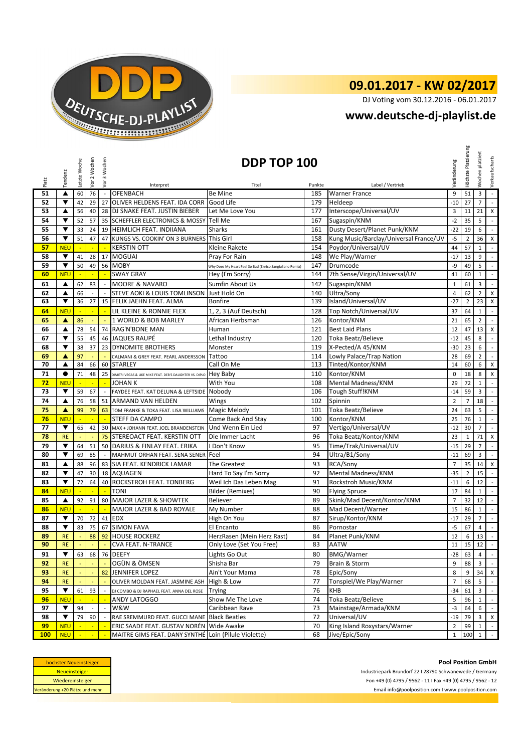DEUTSCHE-DJ-PLAYLIST

## 09.01.2017 - KW 02/2017

DJ Voting vom 30.12.2016 - 06.01.2017

**www.deutsche-dj-playlist.de**

# DDP TOP 100

| Platz | Tendenz | Letzte Woche | Vor 2 Wochen | Vor 3 Wochen | Interpret | Titel | Punkte | Label / Vertrieb | Veränderung | Höchste Platzierung | Wochen platziert | Verkaufscharts |
|---|---|---|---|---|---|---|---|---|---|---|---|---|
| 51 | ▲ | 60 | 76 | - | OFENBACH | Be Mine | 185 | Warner France | 9 | 51 | 3 | - |
| 52 | ▼ | 42 | 29 | 27 | OLIVER HELDENS FEAT. IDA CORR | Good Life | 179 | Heldeep | -10 | 27 | 7 | - |
| 53 | ▲ | 56 | 40 | 28 | DJ SNAKE FEAT. JUSTIN BIEBER | Let Me Love You | 177 | Interscope/Universal/UV | 3 | 11 | 21 | X |
| 54 | ▼ | 52 | 57 | 35 | SCHEFFLER ELECTRONICS & MOSSY | Tell Me | 167 | Sugaspin/KNM | -2 | 35 | 5 | - |
| 55 | ▼ | 33 | 24 | 19 | HEIMLICH FEAT. INDIIANA | Sharks | 161 | Dusty Desert/Planet Punk/KNM | -22 | 19 | 6 | - |
| 56 | ▼ | 51 | 47 | 47 | KUNGS VS. COOKIN' ON 3 BURNERS | This Girl | 158 | Kung Music/Barclay/Universal France/UV | -5 | 2 | 36 | X |
| 57 | NEU | - | - | - | KERSTIN OTT | Kleine Rakete | 154 | Poydor/Universal/UV | 44 | 57 | 1 | - |
| 58 | ▼ | 41 | 28 | 17 | MOGUAI | Pray For Rain | 148 | We Play/Warner | -17 | 13 | 9 | - |
| 59 | ▼ | 50 | 49 | 56 | MOBY | Why Does My Heart Feel So Bad (Enrico Sangiuliano Remix) | 147 | Drumcode | -9 | 49 | 5 | - |
| 60 | NEU | - | - | - | SWAY GRAY | Hey (I'm Sorry) | 144 | 7th Sense/Virgin/Universal/UV | 41 | 60 | 1 | - |
| 61 | ▲ | 62 | 83 | - | MOORE & NAVARO | Sumfin About Us | 142 | Sugaspin/KNM | 1 | 61 | 3 | - |
| 62 | ▲ | 66 | - | - | STEVE AOKI & LOUIS TOMLINSON | Just Hold On | 140 | Ultra/Sony | 4 | 62 | 2 | X |
| 63 | ▼ | 36 | 27 | 15 | FELIX JAEHN FEAT. ALMA | Bonfire | 139 | Island/Universal/UV | -27 | 2 | 23 | X |
| 64 | NEU | - | - | - | LIL KLEINE & RONNIE FLEX | 1, 2, 3 (Auf Deutsch) | 128 | Top Notch/Universal/UV | 37 | 64 | 1 | - |
| 65 | ▲ | 86 | - | - | 1 WORLD & BOB MARLEY | African Herbsman | 126 | Kontor/KNM | 21 | 65 | 2 | - |
| 66 | ▲ | 78 | 54 | 74 | RAG'N'BONE MAN | Human | 121 | Best Laid Plans | 12 | 47 | 13 | X |
| 67 | ▼ | 55 | 45 | 46 | JAQUES RAUPÉ | Lethal Industry | 120 | Toka Beatz/Believe | -12 | 45 | 8 | - |
| 68 | ▼ | 38 | 37 | 23 | DYNOMITE BROTHERS | Monster | 119 | X-Pected/A 45/KNM | -30 | 23 | 6 | - |
| 69 | ▲ | 97 | - | - | CALMANI & GREY FEAT. PEARL ANDERSSON | Tattoo | 114 | Lowly Palace/Trap Nation | 28 | 69 | 2 | - |
| 70 | ▲ | 84 | 66 | 60 | STARLEY | Call On Me | 113 | Tinted/Kontor/KNM | 14 | 60 | 6 | X |
| 71 | ● | 71 | 48 | 25 | DIMITRI VEGAS & LIKE MIKE FEAT. DEB'S DAUGHTER VS. DIPLO | Hey Baby | 110 | Kontor/KNM | 0 | 18 | 8 | X |
| 72 | NEU | - | - | - | JOHAN K | With You | 108 | Mental Madness/KNM | 29 | 72 | 1 | - |
| 73 | ▼ | 59 | 67 | - | FAYDEE FEAT. KAT DELUNA & LEFTSIDE | Nobody | 106 | Tough Stuff!KNM | -14 | 59 | 3 | - |
| 74 | ▲ | 76 | 58 | 51 | ARMAND VAN HELDEN | Wings | 102 | Spinnin | 2 | 7 | 18 | - |
| 75 | ▲ | 99 | 79 | 63 | TOM FRANKE & TOKA FEAT. LISA WILLIAMS | Magic Melody | 101 | Toka Beatz/Believe | 24 | 63 | 5 | - |
| 76 | NEU | - | - | - | STEFF DA CAMPO | Come Back And Stay | 100 | Kontor/KNM | 25 | 76 | 1 | - |
| 77 | ▼ | 65 | 42 | 30 | MAX + JOHANN FEAT. JOEL BRANDENSTEIN | Und Wenn Ein Lied | 97 | Vertigo/Universal/UV | -12 | 30 | 7 | - |
| 78 | RE | - | - | 75 | STEREOACT FEAT. KERSTIN OTT | Die Immer Lacht | 96 | Toka Beatz/Kontor/KNM | 23 | 1 | 71 | X |
| 79 | ▼ | 64 | 51 | 50 | DARIUS & FINLAY FEAT. ERIKA | I Don't Know | 95 | Time/Trak/Universal/UV | -15 | 29 | 7 | - |
| 80 | ▼ | 69 | 85 | - | MAHMUT ORHAN FEAT. SENA SENER | Feel | 94 | Ultra/B1/Sony | -11 | 69 | 3 | - |
| 81 | ▲ | 88 | 96 | 83 | SIA FEAT. KENDRICK LAMAR | The Greatest | 93 | RCA/Sony | 7 | 35 | 14 | X |
| 82 | ▼ | 47 | 30 | 18 | AQUAGEN | Hard To Say I'm Sorry | 92 | Mental Madness/KNM | -35 | 2 | 15 | - |
| 83 | ▼ | 72 | 64 | 40 | ROCKSTROH FEAT. TONBERG | Weil Ich Das Leben Mag | 91 | Rockstroh Music/KNM | -11 | 6 | 12 | - |
| 84 | NEU | - | - | - | TONI | Bilder (Remixes) | 90 | Flying Spruce | 17 | 84 | 1 | - |
| 85 | ▲ | 92 | 91 | 80 | MAJOR LAZER & SHOWTEK | Believer | 89 | Skink/Mad Decent/Kontor/KNM | 7 | 32 | 12 | - |
| 86 | NEU | - | - | - | MAJOR LAZER & BAD ROYALE | My Number | 88 | Mad Decent/Warner | 15 | 86 | 1 | - |
| 87 | ▼ | 70 | 72 | 41 | EDX | High On You | 87 | Sirup/Kontor/KNM | -17 | 29 | 7 | - |
| 88 | ▼ | 83 | 75 | 67 | SIMON FAVA | El Encanto | 86 | Pornostar | -5 | 67 | 4 | - |
| 89 | RE | - | 88 | 92 | HOUSE ROCKERZ | HerzRasen (Mein Herz Rast) | 84 | Planet Punk/KNM | 12 | 6 | 13 | - |
| 90 | RE | - | - | - | CVA FEAT. N-TRANCE | Only Love (Set You Free) | 83 | AATW | 11 | 15 | 12 | - |
| 91 | ▼ | 63 | 68 | 76 | DEEFY | Lights Go Out | 80 | BMG/Warner | -28 | 63 | 4 | - |
| 92 | RE | - | - | - | OGÜN & ÖMSEN | Shisha Bar | 79 | Brain & Storm | 9 | 88 | 3 | - |
| 93 | RE | - | - | 82 | JENNIFER LOPEZ | Ain't Your Mama | 78 | Epic/Sony | 8 | 9 | 34 | X |
| 94 | RE | - | - | - | OLIVER MOLDAN FEAT. JASMINE ASH | High & Low | 77 | Tonspiel/We Play/Warner | 7 | 68 | 5 | - |
| 95 | ▼ | 61 | 93 | - | DJ COMBO & DJ RAPHAEL FEAT. ANNA DEL ROSE | Trying | 76 | KHB | -34 | 61 | 3 | - |
| 96 | NEU | - | - | - | ANDY LATOGGO | Show Me The Love | 74 | Toka Beatz/Believe | 5 | 96 | 1 | - |
| 97 | ▼ | 94 | - | - | W&W | Caribbean Rave | 73 | Mainstage/Armada/KNM | -3 | 64 | 6 | - |
| 98 | ▼ | 79 | 90 | - | RAE SREMMURD FEAT. GUCCI MANE | Black Beatles | 72 | Universal/UV | -19 | 79 | 3 | X |
| 99 | NEU | - | - | - | ERIC SAADE FEAT. GUSTAV NORÉN | Wide Awake | 70 | King Island Roxystars/Warner | 2 | 99 | 1 | - |
| 100 | NEU | - | - | - | MAITRE GIMS FEAT. DANY SYNTHÉ | Loin (Pilule Violette) | 68 | Jive/Epic/Sony | 1 | 100 | 1 | - |

höchster Neueinsteiger
Neueinsteiger
Wiedereinsteiger
Veränderung +20 Plätze und mehr

**Pool Position GmbH**
Industriepark Brundorf 22 I 28790 Schwanewede / Germany
Fon +49 (0) 4795 / 9562 - 11 I Fax +49 (0) 4795 / 9562 - 12
Email info@poolposition.com I www.poolposition.com